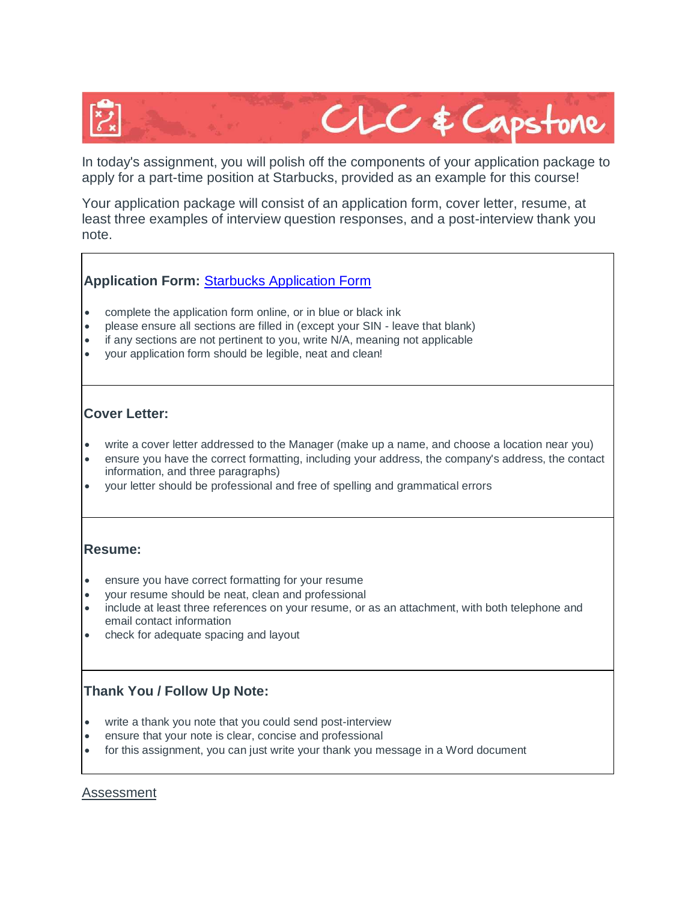# CLC & Capstone

In today's assignment, you will polish off the components of your application package to apply for a part-time position at Starbucks, provided as an example for this course!

Your application package will consist of an application form, cover letter, resume, at least three examples of interview question responses, and a post-interview thank you note.

**Application Form:** [Starbucks Application Form]()

- complete the application form online, or in blue or black ink
- please ensure all sections are filled in (except your SIN - leave that blank)
- if any sections are not pertinent to you, write N/A, meaning not applicable
- your application form should be legible, neat and clean!

**Cover Letter:**

- write a cover letter addressed to the Manager (make up a name, and choose a location near you)
- ensure you have the correct formatting, including your address, the company's address, the contact information, and three paragraphs)
- your letter should be professional and free of spelling and grammatical errors

**Resume:**

- ensure you have correct formatting for your resume
- your resume should be neat, clean and professional
- include at least three references on your resume, or as an attachment, with both telephone and email contact information
- check for adequate spacing and layout

**Thank You / Follow Up Note:**

- write a thank you note that you could send post-interview
- ensure that your note is clear, concise and professional
- for this assignment, you can just write your thank you message in a Word document

[Assessment]()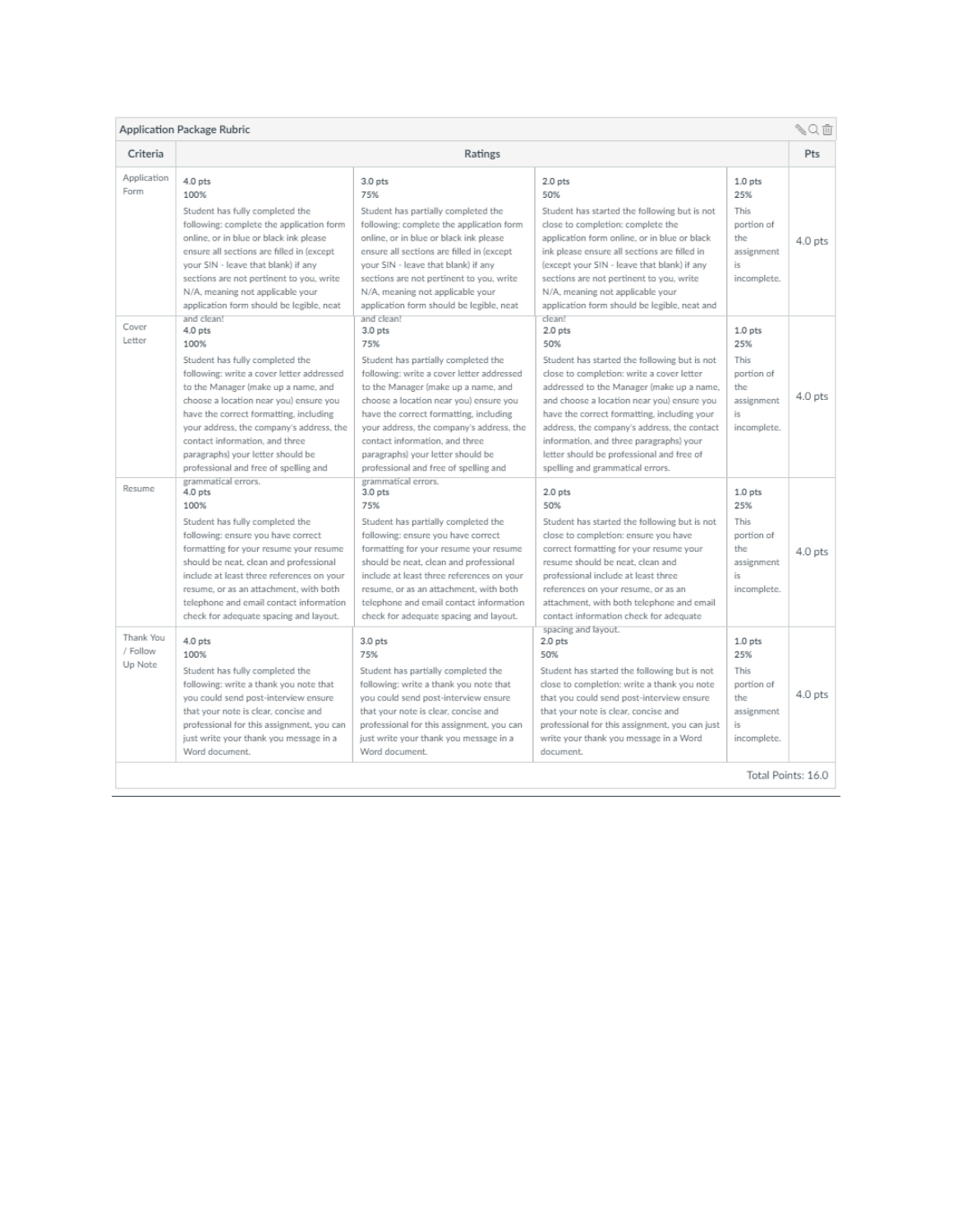**Application Package Rubric**

| Criteria | Ratings | | | | Pts |
|---|---|---|---|---|---|
| Application Form | 4.0 pts 100% Student has fully completed the following: complete the application form online, or in blue or black ink please ensure all sections are filled in (except your SIN - leave that blank) if any sections are not pertinent to you, write N/A, meaning not applicable your application form should be legible, neat and clean! | 3.0 pts 75% Student has partially completed the following: complete the application form online, or in blue or black ink please ensure all sections are filled in (except your SIN - leave that blank) if any sections are not pertinent to you, write N/A, meaning not applicable your application form should be legible, neat and clean! | 2.0 pts 50% Student has started the following but is not close to completion: complete the application form online, or in blue or black ink please ensure all sections are filled in (except your SIN - leave that blank) if any sections are not pertinent to you, write N/A, meaning not applicable your application form should be legible, neat and clean! | 1.0 pts 25% This portion of the assignment is incomplete. | 4.0 pts |
| Cover Letter | 4.0 pts 100% Student has fully completed the following: write a cover letter addressed to the Manager (make up a name, and choose a location near you) ensure you have the correct formatting, including your address, the company's address, the contact information, and three paragraphs) your letter should be professional and free of spelling and grammatical errors. | 3.0 pts 75% Student has partially completed the following: write a cover letter addressed to the Manager (make up a name, and choose a location near you) ensure you have the correct formatting, including your address, the company's address, the contact information, and three paragraphs) your letter should be professional and free of spelling and grammatical errors. | 2.0 pts 50% Student has started the following but is not close to completion: write a cover letter addressed to the Manager (make up a name, and choose a location near you) ensure you have the correct formatting, including your address, the company's address, the contact information, and three paragraphs) your letter should be professional and free of spelling and grammatical errors. | 1.0 pts 25% This portion of the assignment is incomplete. | 4.0 pts |
| Resume | 4.0 pts 100% Student has fully completed the following: ensure you have correct formatting for your resume your resume should be neat, clean and professional include at least three references on your resume, or as an attachment, with both telephone and email contact information check for adequate spacing and layout. | 3.0 pts 75% Student has partially completed the following: ensure you have correct formatting for your resume your resume should be neat, clean and professional include at least three references on your resume, or as an attachment, with both telephone and email contact information check for adequate spacing and layout. | 2.0 pts 50% Student has started the following but is not close to completion: ensure you have correct formatting for your resume your resume should be neat, clean and professional include at least three references on your resume, or as an attachment, with both telephone and email contact information check for adequate spacing and layout. | 1.0 pts 25% This portion of the assignment is incomplete. | 4.0 pts |
| Thank You / Follow Up Note | 4.0 pts 100% Student has fully completed the following: write a thank you note that you could send post-interview ensure that your note is clear, concise and professional for this assignment, you can just write your thank you message in a Word document. | 3.0 pts 75% Student has partially completed the following: write a thank you note that you could send post-interview ensure that your note is clear, concise and professional for this assignment, you can just write your thank you message in a Word document. | 2.0 pts 50% Student has started the following but is not close to completion: write a thank you note that you could send post-interview ensure that your note is clear, concise and professional for this assignment, you can just write your thank you message in a Word document. | 1.0 pts 25% This portion of the assignment is incomplete. | 4.0 pts |
| | | | | | Total Points: 16.0 |